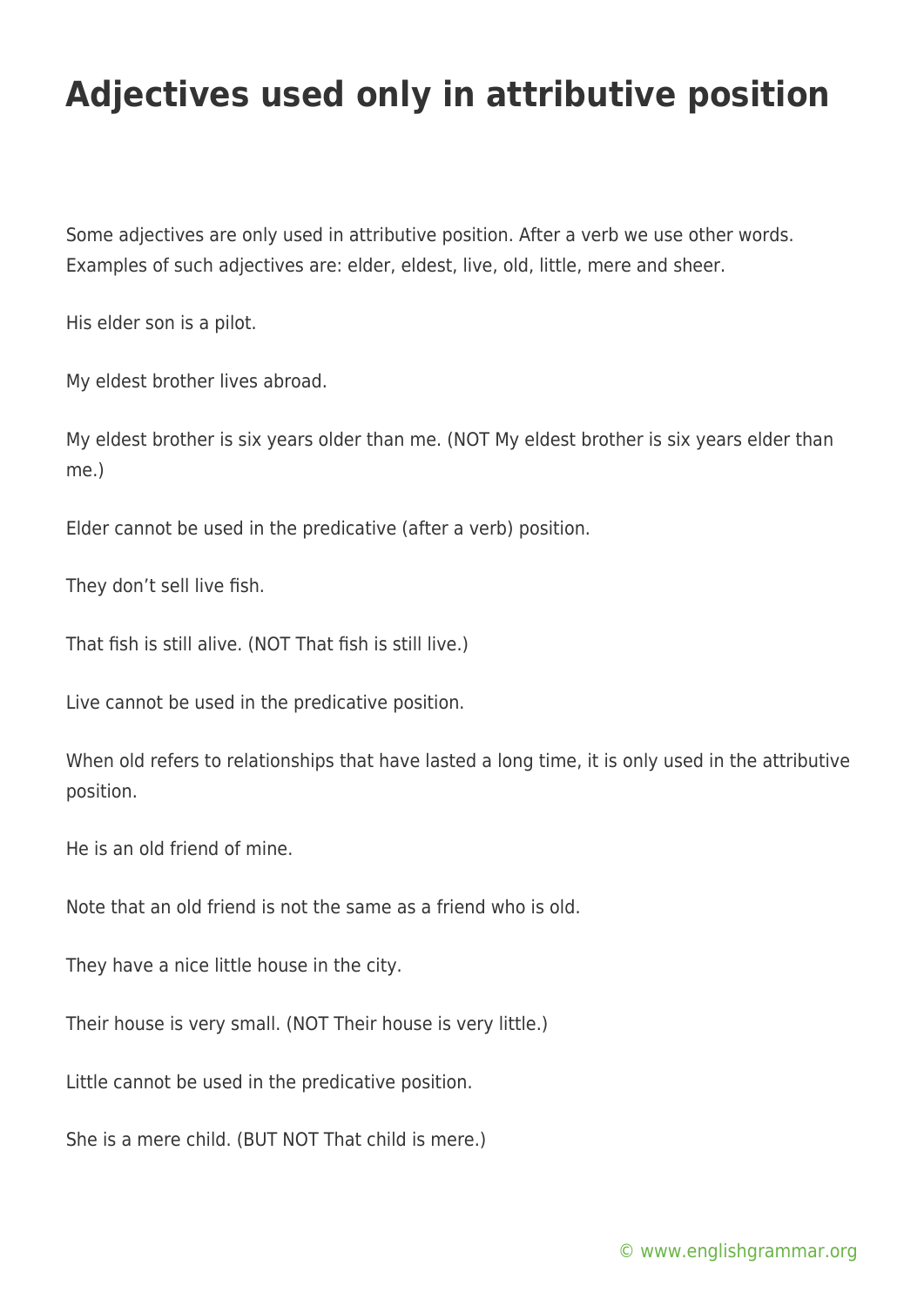# Adjectives used only in attributive position

Some adjectives are only used in attributive position. After a verb we use other words. Examples of such adjectives are: elder, eldest, live, old, little, mere and sheer.

His elder son is a pilot.

My eldest brother lives abroad.

My eldest brother is six years older than me. (NOT My eldest brother is six years elder than me.)

Elder cannot be used in the predicative (after a verb) position.

They don't sell live fish.

That fish is still alive. (NOT That fish is still live.)

Live cannot be used in the predicative position.

When old refers to relationships that have lasted a long time, it is only used in the attributive position.

He is an old friend of mine.

Note that an old friend is not the same as a friend who is old.

They have a nice little house in the city.

Their house is very small. (NOT Their house is very little.)

Little cannot be used in the predicative position.

She is a mere child. (BUT NOT That child is mere.)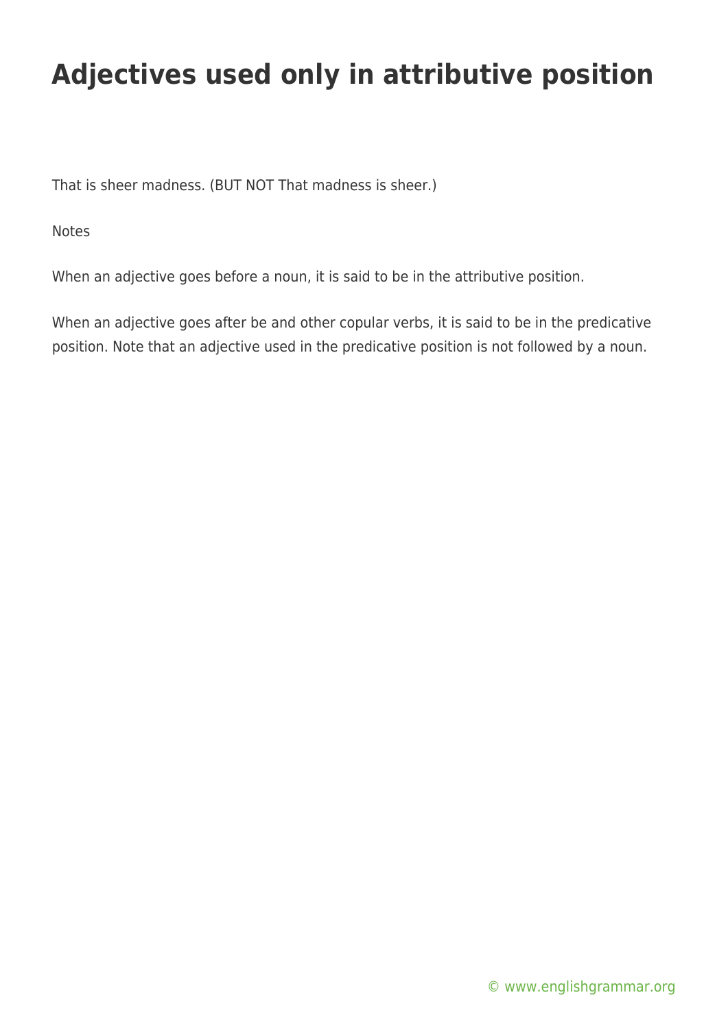# Adjectives used only in attributive position

That is sheer madness. (BUT NOT That madness is sheer.)

Notes

When an adjective goes before a noun, it is said to be in the attributive position.

When an adjective goes after be and other copular verbs, it is said to be in the predicative position. Note that an adjective used in the predicative position is not followed by a noun.